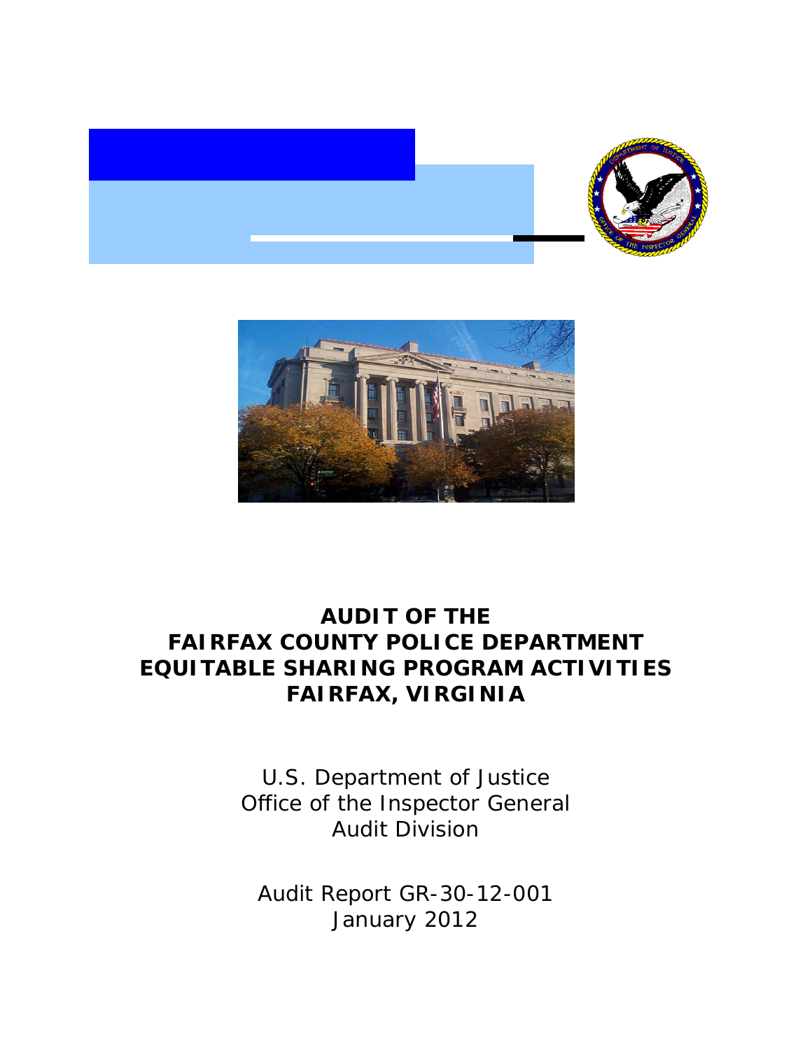# AUDIT OF THE FAIRFAX COUNTY POLICE DEPARTMENT EQUITABLE SHARING PROGRAM ACTIVITIES FAIRFAX, VIRGINIA

U.S. Department of Justice
Office of the Inspector General
Audit Division

Audit Report GR-30-12-001
January 2012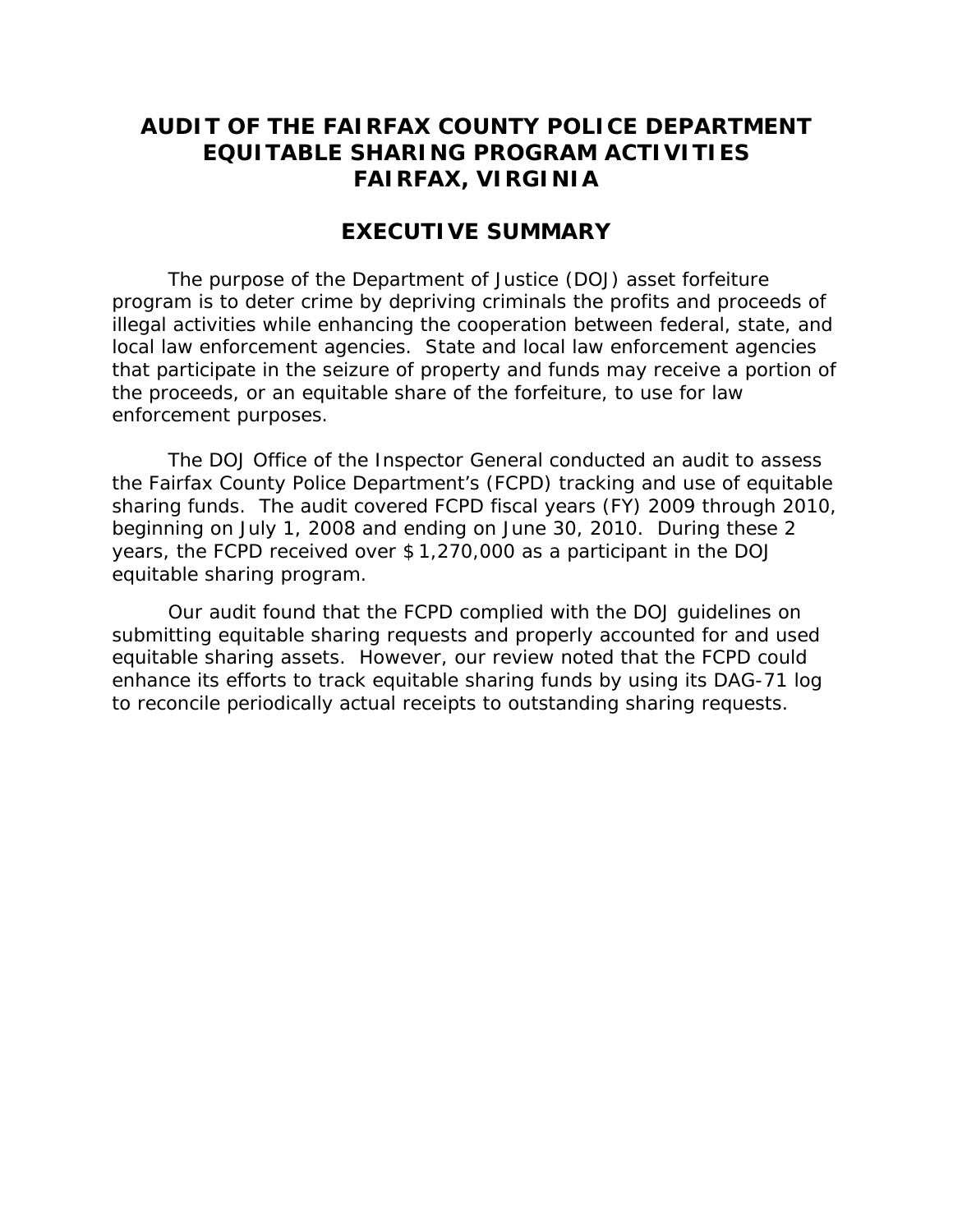# AUDIT OF THE FAIRFAX COUNTY POLICE DEPARTMENT EQUITABLE SHARING PROGRAM ACTIVITIES FAIRFAX, VIRGINIA

## EXECUTIVE SUMMARY

The purpose of the Department of Justice (DOJ) asset forfeiture program is to deter crime by depriving criminals the profits and proceeds of illegal activities while enhancing the cooperation between federal, state, and local law enforcement agencies. State and local law enforcement agencies that participate in the seizure of property and funds may receive a portion of the proceeds, or an equitable share of the forfeiture, to use for law enforcement purposes.

The DOJ Office of the Inspector General conducted an audit to assess the Fairfax County Police Department's (FCPD) tracking and use of equitable sharing funds. The audit covered FCPD fiscal years (FY) 2009 through 2010, beginning on July 1, 2008 and ending on June 30, 2010. During these 2 years, the FCPD received over $1,270,000 as a participant in the DOJ equitable sharing program.

Our audit found that the FCPD complied with the DOJ guidelines on submitting equitable sharing requests and properly accounted for and used equitable sharing assets. However, our review noted that the FCPD could enhance its efforts to track equitable sharing funds by using its DAG-71 log to reconcile periodically actual receipts to outstanding sharing requests.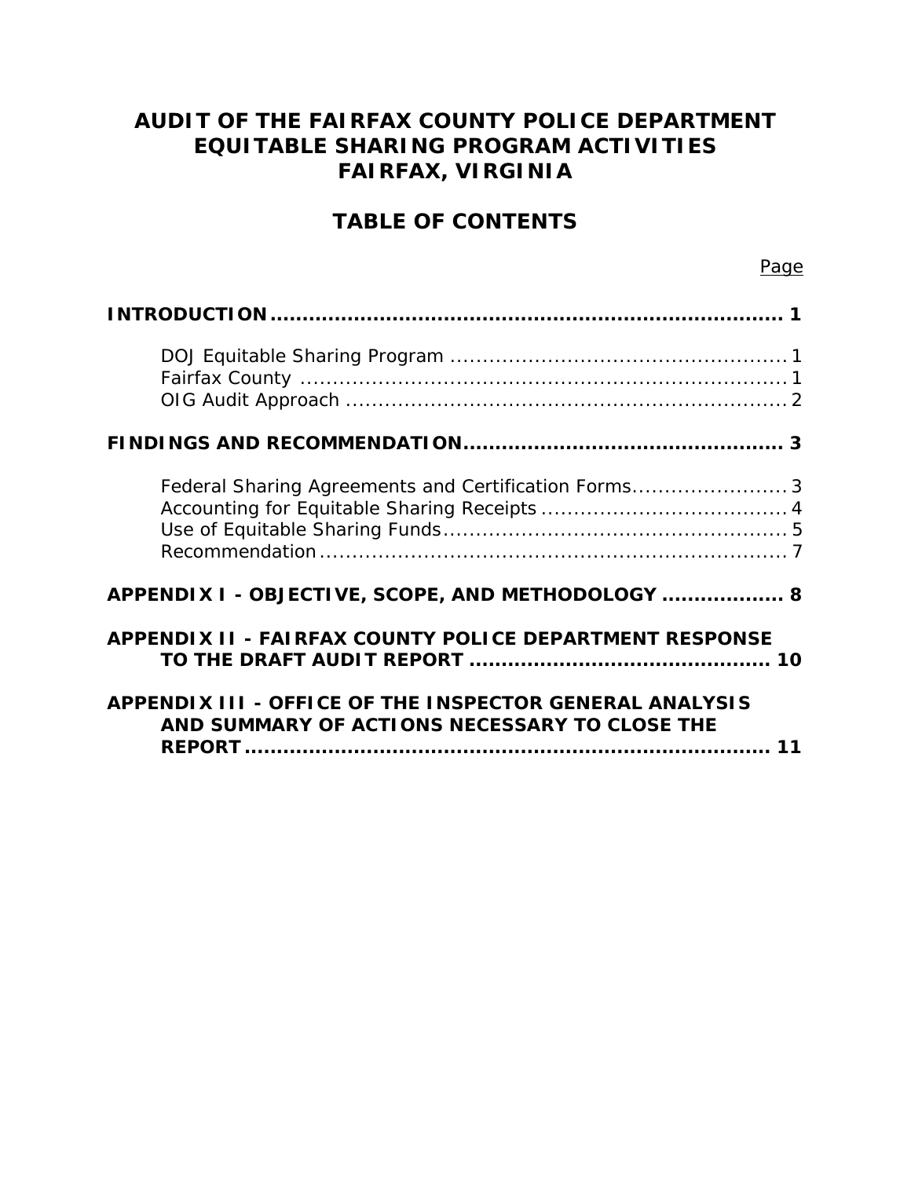# AUDIT OF THE FAIRFAX COUNTY POLICE DEPARTMENT EQUITABLE SHARING PROGRAM ACTIVITIES FAIRFAX, VIRGINIA

## TABLE OF CONTENTS

Page

**INTRODUCTION** .................................................................. **1**

- DOJ Equitable Sharing Program ..................................................... 1
- Fairfax County ............................................................................ 1
- OIG Audit Approach ..................................................................... 2

**FINDINGS AND RECOMMENDATION** ................................................ **3**

- Federal Sharing Agreements and Certification Forms........................ 3
- Accounting for Equitable Sharing Receipts ...................................... 4
- Use of Equitable Sharing Funds..................................................... 5
- Recommendation .......................................................................... 7

**APPENDIX I - OBJECTIVE, SCOPE, AND METHODOLOGY** .................. **8**

**APPENDIX II - FAIRFAX COUNTY POLICE DEPARTMENT RESPONSE TO THE DRAFT AUDIT REPORT** .............................................. **10**

**APPENDIX III - OFFICE OF THE INSPECTOR GENERAL ANALYSIS AND SUMMARY OF ACTIONS NECESSARY TO CLOSE THE REPORT** ................................................................................ **11**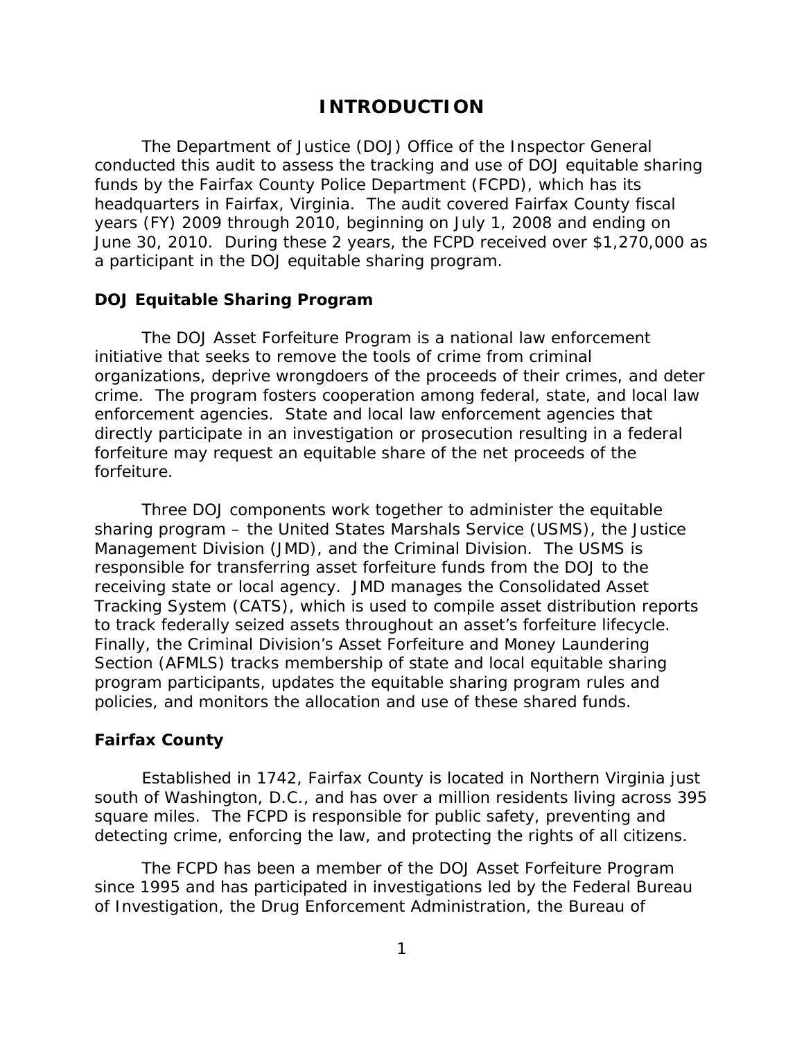# INTRODUCTION

The Department of Justice (DOJ) Office of the Inspector General conducted this audit to assess the tracking and use of DOJ equitable sharing funds by the Fairfax County Police Department (FCPD), which has its headquarters in Fairfax, Virginia. The audit covered Fairfax County fiscal years (FY) 2009 through 2010, beginning on July 1, 2008 and ending on June 30, 2010. During these 2 years, the FCPD received over $1,270,000 as a participant in the DOJ equitable sharing program.

## DOJ Equitable Sharing Program

The DOJ Asset Forfeiture Program is a national law enforcement initiative that seeks to remove the tools of crime from criminal organizations, deprive wrongdoers of the proceeds of their crimes, and deter crime. The program fosters cooperation among federal, state, and local law enforcement agencies. State and local law enforcement agencies that directly participate in an investigation or prosecution resulting in a federal forfeiture may request an equitable share of the net proceeds of the forfeiture.

Three DOJ components work together to administer the equitable sharing program – the United States Marshals Service (USMS), the Justice Management Division (JMD), and the Criminal Division. The USMS is responsible for transferring asset forfeiture funds from the DOJ to the receiving state or local agency. JMD manages the Consolidated Asset Tracking System (CATS), which is used to compile asset distribution reports to track federally seized assets throughout an asset's forfeiture lifecycle. Finally, the Criminal Division's Asset Forfeiture and Money Laundering Section (AFMLS) tracks membership of state and local equitable sharing program participants, updates the equitable sharing program rules and policies, and monitors the allocation and use of these shared funds.

## Fairfax County

Established in 1742, Fairfax County is located in Northern Virginia just south of Washington, D.C., and has over a million residents living across 395 square miles. The FCPD is responsible for public safety, preventing and detecting crime, enforcing the law, and protecting the rights of all citizens.

The FCPD has been a member of the DOJ Asset Forfeiture Program since 1995 and has participated in investigations led by the Federal Bureau of Investigation, the Drug Enforcement Administration, the Bureau of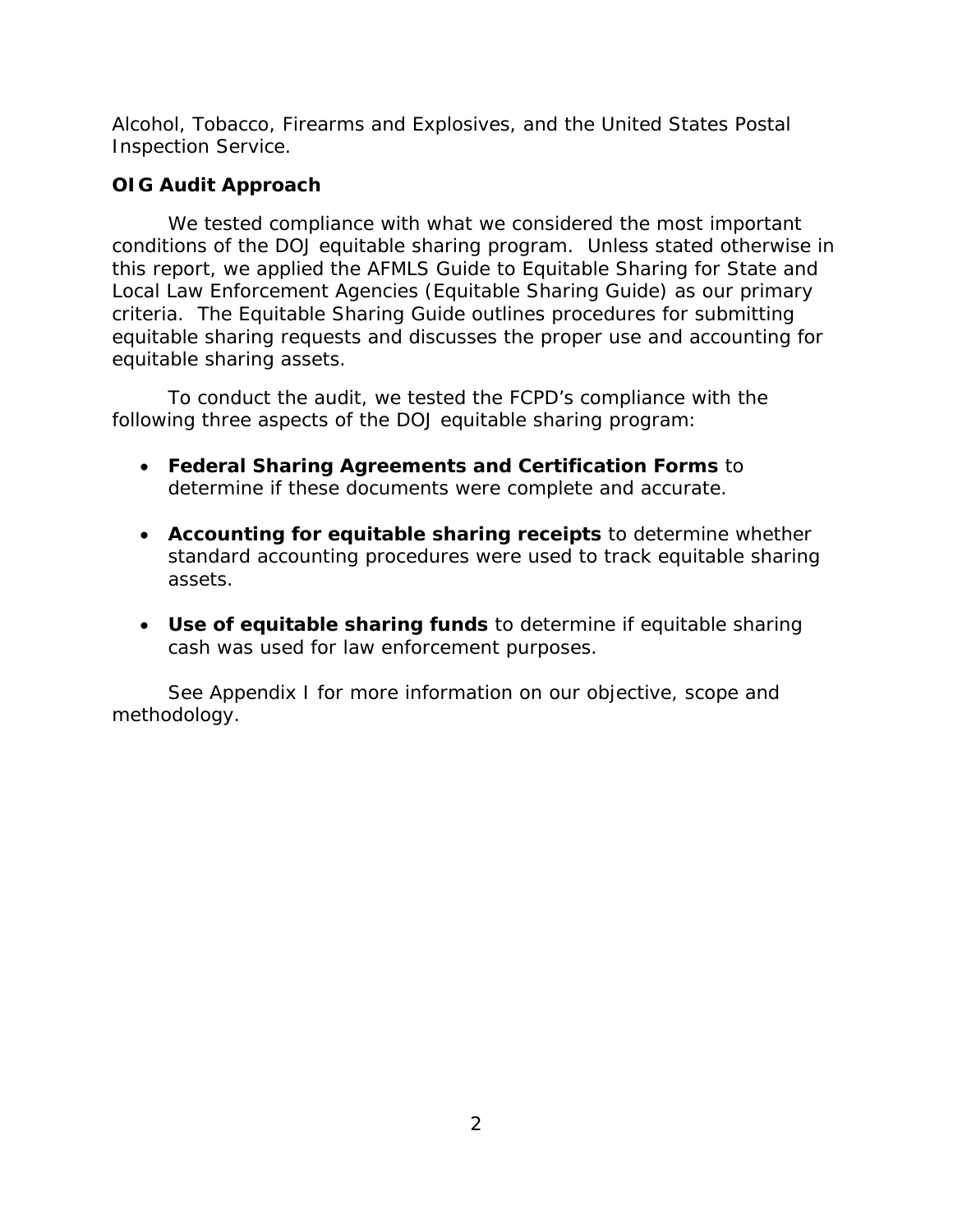Alcohol, Tobacco, Firearms and Explosives, and the United States Postal Inspection Service.

### OIG Audit Approach

We tested compliance with what we considered the most important conditions of the DOJ equitable sharing program. Unless stated otherwise in this report, we applied the AFMLS Guide to Equitable Sharing for State and Local Law Enforcement Agencies (Equitable Sharing Guide) as our primary criteria. The Equitable Sharing Guide outlines procedures for submitting equitable sharing requests and discusses the proper use and accounting for equitable sharing assets.

To conduct the audit, we tested the FCPD's compliance with the following three aspects of the DOJ equitable sharing program:

- **Federal Sharing Agreements and Certification Forms** to determine if these documents were complete and accurate.
- **Accounting for equitable sharing receipts** to determine whether standard accounting procedures were used to track equitable sharing assets.
- **Use of equitable sharing funds** to determine if equitable sharing cash was used for law enforcement purposes.

See Appendix I for more information on our objective, scope and methodology.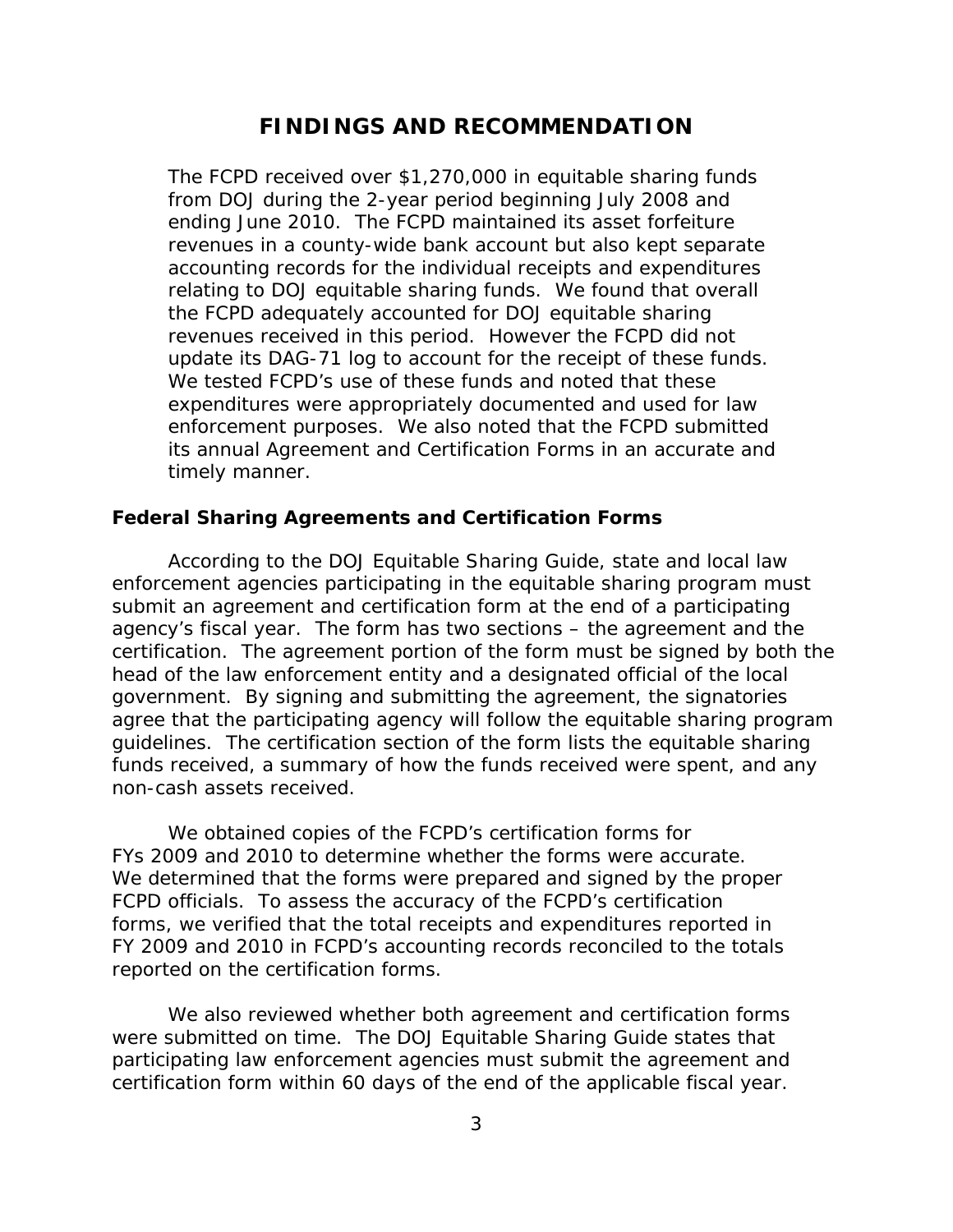# FINDINGS AND RECOMMENDATION

The FCPD received over $1,270,000 in equitable sharing funds from DOJ during the 2-year period beginning July 2008 and ending June 2010. The FCPD maintained its asset forfeiture revenues in a county-wide bank account but also kept separate accounting records for the individual receipts and expenditures relating to DOJ equitable sharing funds. We found that overall the FCPD adequately accounted for DOJ equitable sharing revenues received in this period. However the FCPD did not update its DAG-71 log to account for the receipt of these funds. We tested FCPD's use of these funds and noted that these expenditures were appropriately documented and used for law enforcement purposes. We also noted that the FCPD submitted its annual Agreement and Certification Forms in an accurate and timely manner.

### Federal Sharing Agreements and Certification Forms

According to the DOJ Equitable Sharing Guide, state and local law enforcement agencies participating in the equitable sharing program must submit an agreement and certification form at the end of a participating agency's fiscal year. The form has two sections – the agreement and the certification. The agreement portion of the form must be signed by both the head of the law enforcement entity and a designated official of the local government. By signing and submitting the agreement, the signatories agree that the participating agency will follow the equitable sharing program guidelines. The certification section of the form lists the equitable sharing funds received, a summary of how the funds received were spent, and any non-cash assets received.

We obtained copies of the FCPD's certification forms for FYs 2009 and 2010 to determine whether the forms were accurate. We determined that the forms were prepared and signed by the proper FCPD officials. To assess the accuracy of the FCPD's certification forms, we verified that the total receipts and expenditures reported in FY 2009 and 2010 in FCPD's accounting records reconciled to the totals reported on the certification forms.

We also reviewed whether both agreement and certification forms were submitted on time. The DOJ Equitable Sharing Guide states that participating law enforcement agencies must submit the agreement and certification form within 60 days of the end of the applicable fiscal year.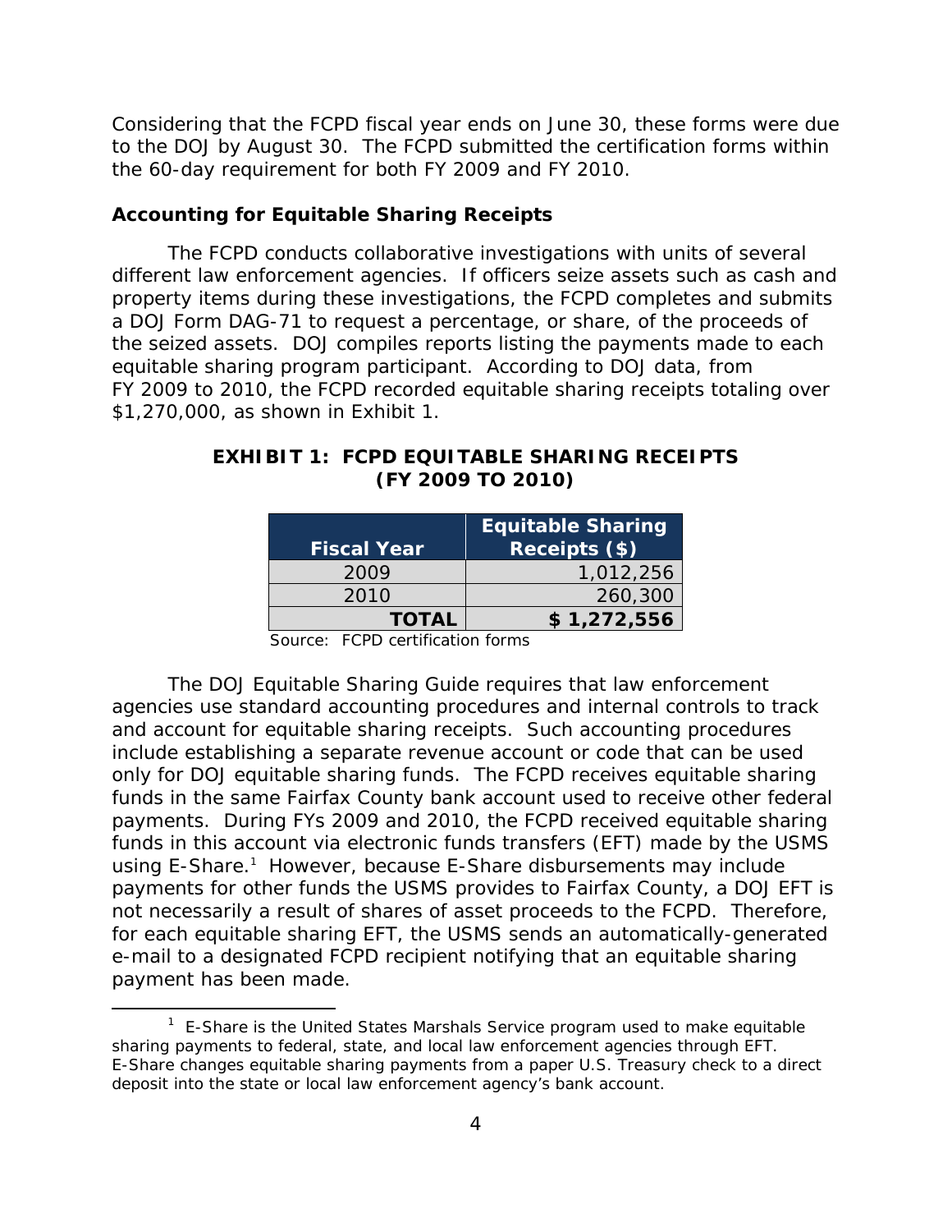Considering that the FCPD fiscal year ends on June 30, these forms were due to the DOJ by August 30. The FCPD submitted the certification forms within the 60-day requirement for both FY 2009 and FY 2010.

### Accounting for Equitable Sharing Receipts

The FCPD conducts collaborative investigations with units of several different law enforcement agencies. If officers seize assets such as cash and property items during these investigations, the FCPD completes and submits a DOJ Form DAG-71 to request a percentage, or share, of the proceeds of the seized assets. DOJ compiles reports listing the payments made to each equitable sharing program participant. According to DOJ data, from FY 2009 to 2010, the FCPD recorded equitable sharing receipts totaling over $1,270,000, as shown in Exhibit 1.

**EXHIBIT 1: FCPD EQUITABLE SHARING RECEIPTS (FY 2009 TO 2010)**

| Fiscal Year | Equitable Sharing Receipts ($) |
|---|---|
| 2009 | 1,012,256 |
| 2010 | 260,300 |
| **TOTAL** | **$ 1,272,556** |

Source: FCPD certification forms

The DOJ Equitable Sharing Guide requires that law enforcement agencies use standard accounting procedures and internal controls to track and account for equitable sharing receipts. Such accounting procedures include establishing a separate revenue account or code that can be used only for DOJ equitable sharing funds. The FCPD receives equitable sharing funds in the same Fairfax County bank account used to receive other federal payments. During FYs 2009 and 2010, the FCPD received equitable sharing funds in this account via electronic funds transfers (EFT) made by the USMS using E-Share.[1] However, because E-Share disbursements may include payments for other funds the USMS provides to Fairfax County, a DOJ EFT is not necessarily a result of shares of asset proceeds to the FCPD. Therefore, for each equitable sharing EFT, the USMS sends an automatically-generated e-mail to a designated FCPD recipient notifying that an equitable sharing payment has been made.

[1] E-Share is the United States Marshals Service program used to make equitable sharing payments to federal, state, and local law enforcement agencies through EFT. E-Share changes equitable sharing payments from a paper U.S. Treasury check to a direct deposit into the state or local law enforcement agency's bank account.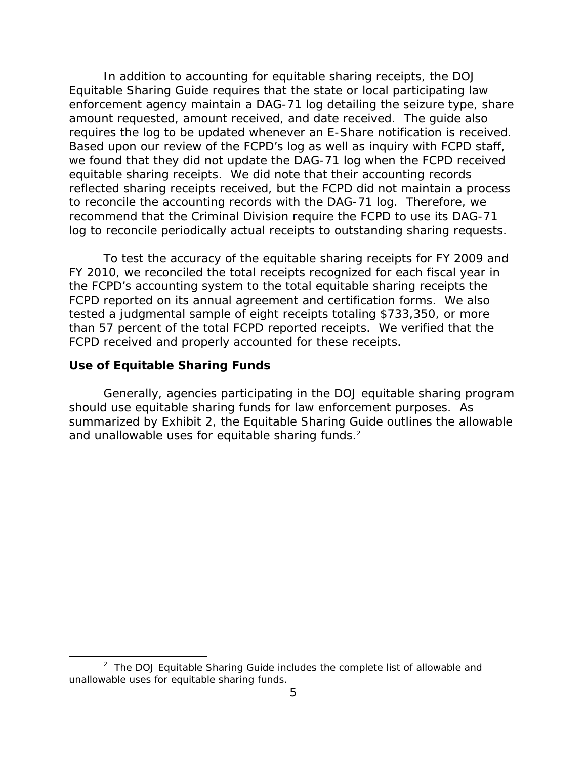In addition to accounting for equitable sharing receipts, the DOJ Equitable Sharing Guide requires that the state or local participating law enforcement agency maintain a DAG-71 log detailing the seizure type, share amount requested, amount received, and date received. The guide also requires the log to be updated whenever an E-Share notification is received. Based upon our review of the FCPD's log as well as inquiry with FCPD staff, we found that they did not update the DAG-71 log when the FCPD received equitable sharing receipts. We did note that their accounting records reflected sharing receipts received, but the FCPD did not maintain a process to reconcile the accounting records with the DAG-71 log. Therefore, we recommend that the Criminal Division require the FCPD to use its DAG-71 log to reconcile periodically actual receipts to outstanding sharing requests.

To test the accuracy of the equitable sharing receipts for FY 2009 and FY 2010, we reconciled the total receipts recognized for each fiscal year in the FCPD's accounting system to the total equitable sharing receipts the FCPD reported on its annual agreement and certification forms. We also tested a judgmental sample of eight receipts totaling $733,350, or more than 57 percent of the total FCPD reported receipts. We verified that the FCPD received and properly accounted for these receipts.

### Use of Equitable Sharing Funds

Generally, agencies participating in the DOJ equitable sharing program should use equitable sharing funds for law enforcement purposes. As summarized by Exhibit 2, the Equitable Sharing Guide outlines the allowable and unallowable uses for equitable sharing funds.[2]

[2] The DOJ Equitable Sharing Guide includes the complete list of allowable and unallowable uses for equitable sharing funds.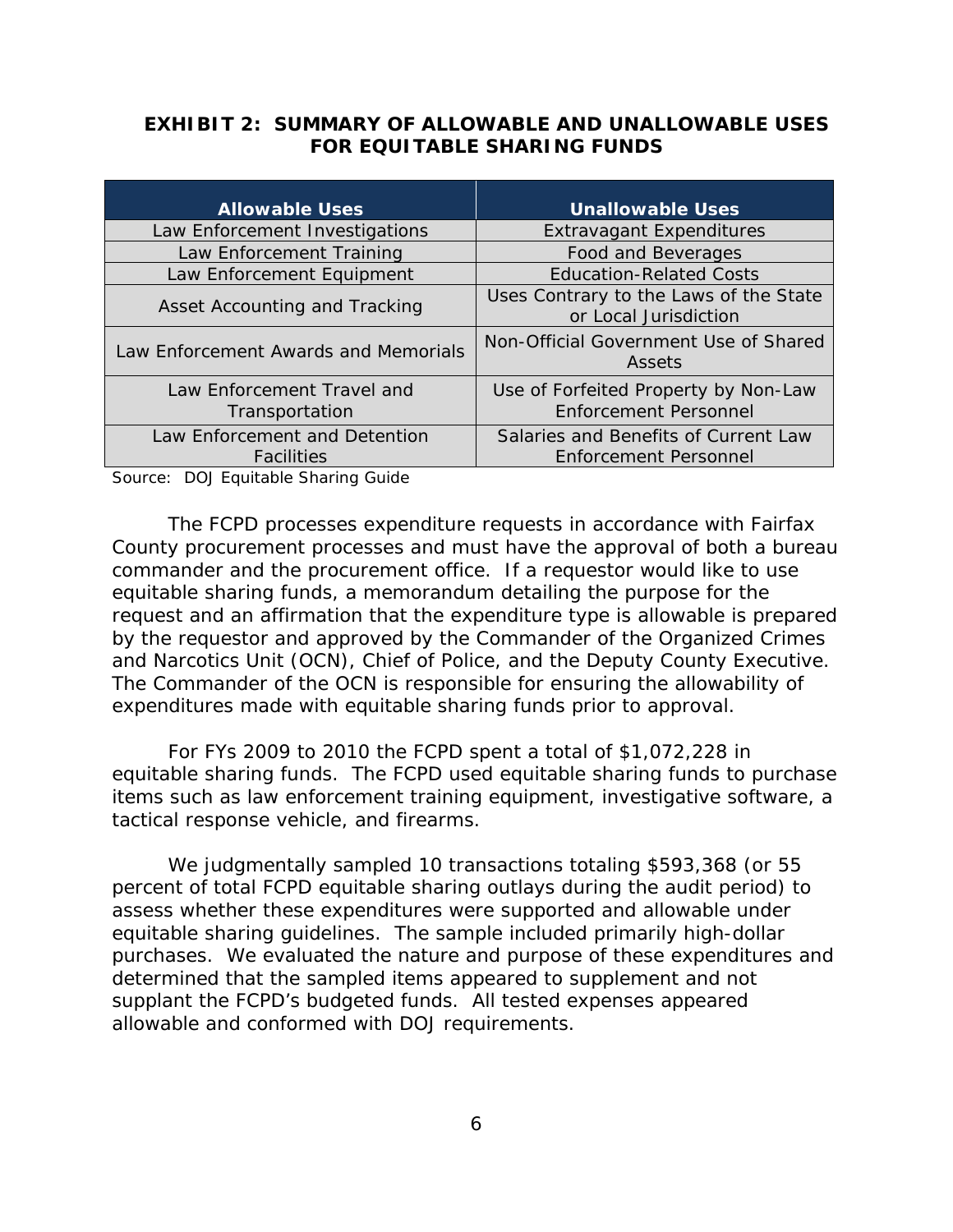### EXHIBIT 2: SUMMARY OF ALLOWABLE AND UNALLOWABLE USES FOR EQUITABLE SHARING FUNDS

| Allowable Uses | Unallowable Uses |
|---|---|
| Law Enforcement Investigations | Extravagant Expenditures |
| Law Enforcement Training | Food and Beverages |
| Law Enforcement Equipment | Education-Related Costs |
| Asset Accounting and Tracking | Uses Contrary to the Laws of the State or Local Jurisdiction |
| Law Enforcement Awards and Memorials | Non-Official Government Use of Shared Assets |
| Law Enforcement Travel and Transportation | Use of Forfeited Property by Non-Law Enforcement Personnel |
| Law Enforcement and Detention Facilities | Salaries and Benefits of Current Law Enforcement Personnel |

Source: DOJ Equitable Sharing Guide

The FCPD processes expenditure requests in accordance with Fairfax County procurement processes and must have the approval of both a bureau commander and the procurement office. If a requestor would like to use equitable sharing funds, a memorandum detailing the purpose for the request and an affirmation that the expenditure type is allowable is prepared by the requestor and approved by the Commander of the Organized Crimes and Narcotics Unit (OCN), Chief of Police, and the Deputy County Executive. The Commander of the OCN is responsible for ensuring the allowability of expenditures made with equitable sharing funds prior to approval.

For FYs 2009 to 2010 the FCPD spent a total of $1,072,228 in equitable sharing funds. The FCPD used equitable sharing funds to purchase items such as law enforcement training equipment, investigative software, a tactical response vehicle, and firearms.

We judgmentally sampled 10 transactions totaling $593,368 (or 55 percent of total FCPD equitable sharing outlays during the audit period) to assess whether these expenditures were supported and allowable under equitable sharing guidelines. The sample included primarily high-dollar purchases. We evaluated the nature and purpose of these expenditures and determined that the sampled items appeared to supplement and not supplant the FCPD's budgeted funds. All tested expenses appeared allowable and conformed with DOJ requirements.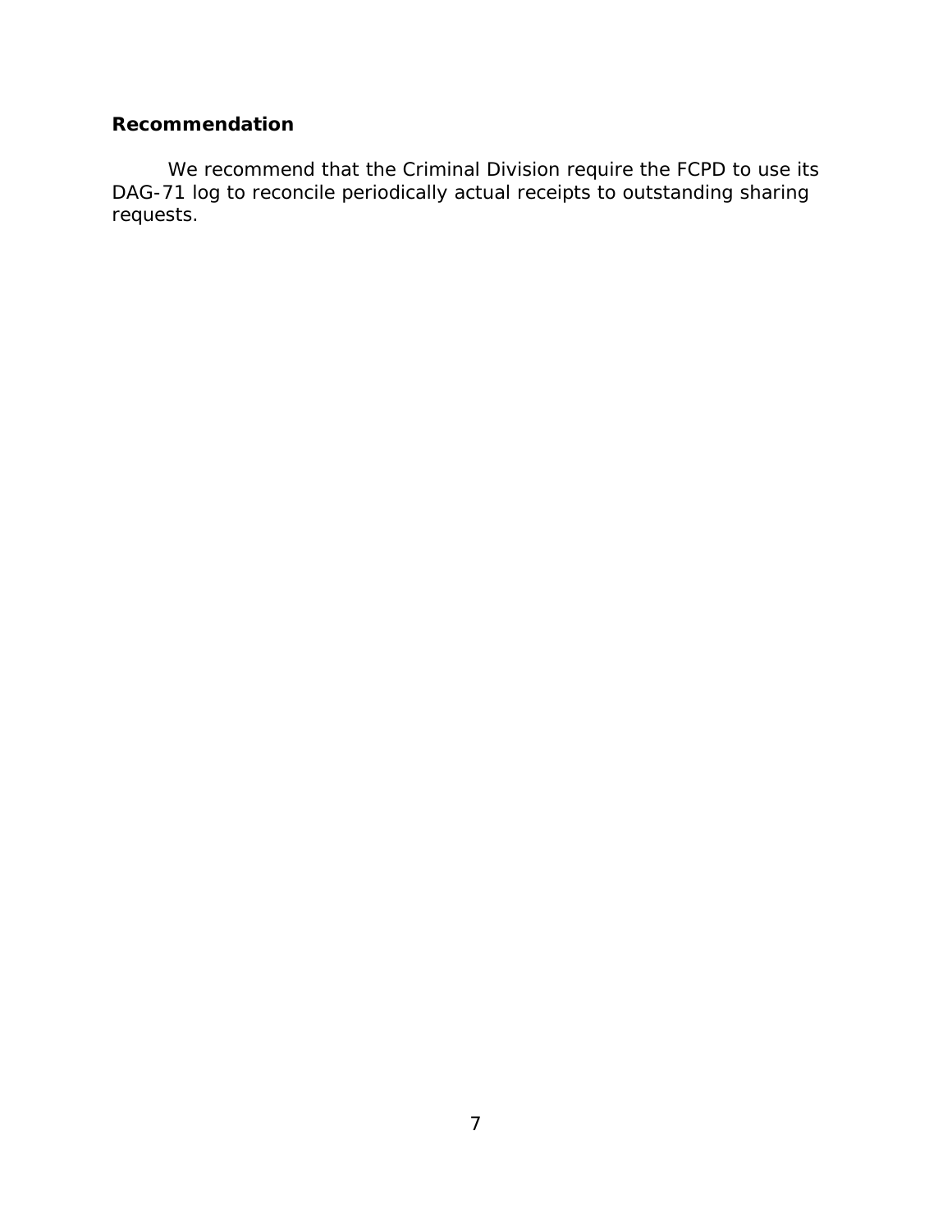## Recommendation

We recommend that the Criminal Division require the FCPD to use its DAG-71 log to reconcile periodically actual receipts to outstanding sharing requests.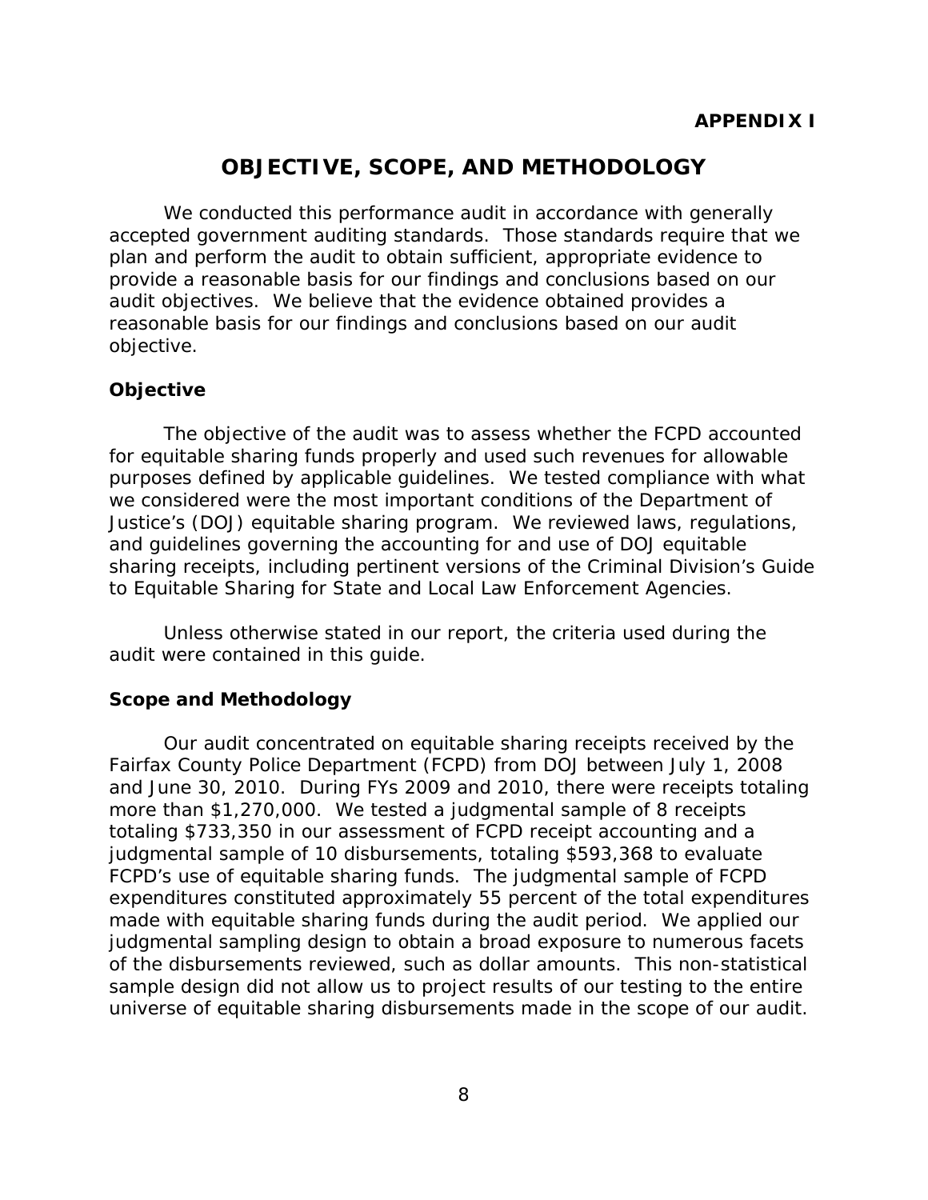**APPENDIX I**

# OBJECTIVE, SCOPE, AND METHODOLOGY

We conducted this performance audit in accordance with generally accepted government auditing standards. Those standards require that we plan and perform the audit to obtain sufficient, appropriate evidence to provide a reasonable basis for our findings and conclusions based on our audit objectives. We believe that the evidence obtained provides a reasonable basis for our findings and conclusions based on our audit objective.

## Objective

The objective of the audit was to assess whether the FCPD accounted for equitable sharing funds properly and used such revenues for allowable purposes defined by applicable guidelines. We tested compliance with what we considered were the most important conditions of the Department of Justice's (DOJ) equitable sharing program. We reviewed laws, regulations, and guidelines governing the accounting for and use of DOJ equitable sharing receipts, including pertinent versions of the Criminal Division's Guide to Equitable Sharing for State and Local Law Enforcement Agencies.

Unless otherwise stated in our report, the criteria used during the audit were contained in this guide.

## Scope and Methodology

Our audit concentrated on equitable sharing receipts received by the Fairfax County Police Department (FCPD) from DOJ between July 1, 2008 and June 30, 2010. During FYs 2009 and 2010, there were receipts totaling more than $1,270,000. We tested a judgmental sample of 8 receipts totaling $733,350 in our assessment of FCPD receipt accounting and a judgmental sample of 10 disbursements, totaling $593,368 to evaluate FCPD's use of equitable sharing funds. The judgmental sample of FCPD expenditures constituted approximately 55 percent of the total expenditures made with equitable sharing funds during the audit period. We applied our judgmental sampling design to obtain a broad exposure to numerous facets of the disbursements reviewed, such as dollar amounts. This non-statistical sample design did not allow us to project results of our testing to the entire universe of equitable sharing disbursements made in the scope of our audit.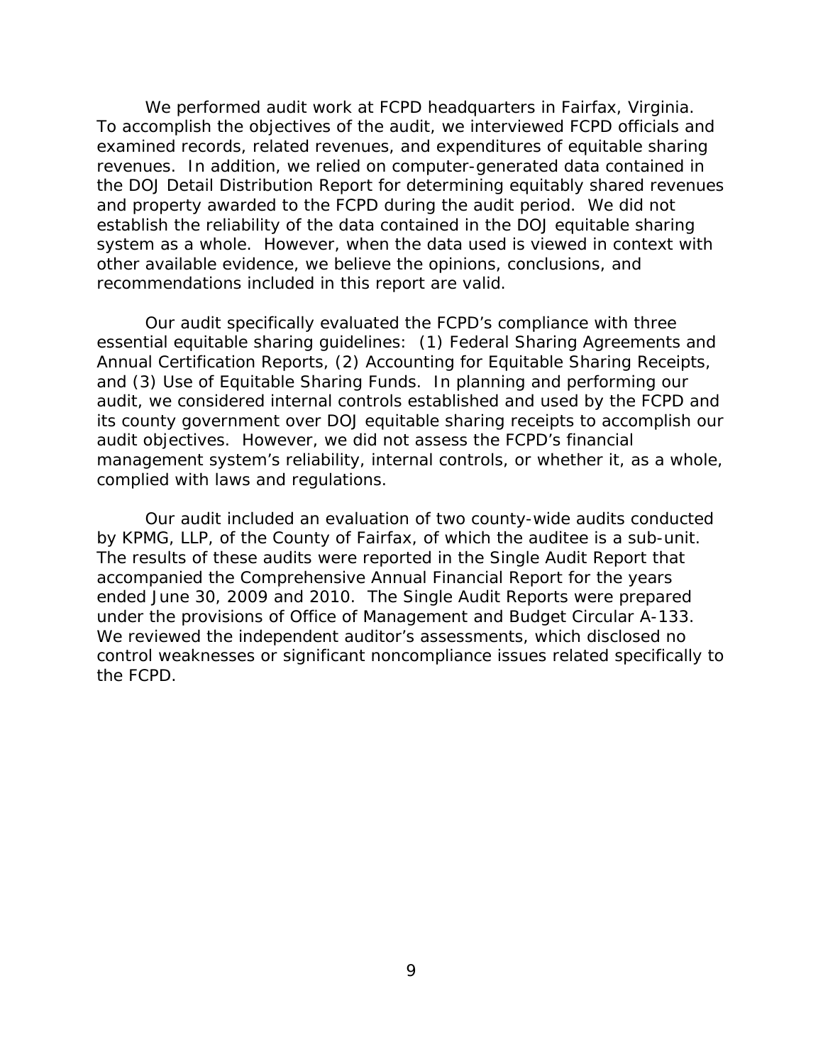We performed audit work at FCPD headquarters in Fairfax, Virginia. To accomplish the objectives of the audit, we interviewed FCPD officials and examined records, related revenues, and expenditures of equitable sharing revenues. In addition, we relied on computer-generated data contained in the DOJ Detail Distribution Report for determining equitably shared revenues and property awarded to the FCPD during the audit period. We did not establish the reliability of the data contained in the DOJ equitable sharing system as a whole. However, when the data used is viewed in context with other available evidence, we believe the opinions, conclusions, and recommendations included in this report are valid.

Our audit specifically evaluated the FCPD's compliance with three essential equitable sharing guidelines: (1) Federal Sharing Agreements and Annual Certification Reports, (2) Accounting for Equitable Sharing Receipts, and (3) Use of Equitable Sharing Funds. In planning and performing our audit, we considered internal controls established and used by the FCPD and its county government over DOJ equitable sharing receipts to accomplish our audit objectives. However, we did not assess the FCPD's financial management system's reliability, internal controls, or whether it, as a whole, complied with laws and regulations.

Our audit included an evaluation of two county-wide audits conducted by KPMG, LLP, of the County of Fairfax, of which the auditee is a sub-unit. The results of these audits were reported in the Single Audit Report that accompanied the Comprehensive Annual Financial Report for the years ended June 30, 2009 and 2010. The Single Audit Reports were prepared under the provisions of Office of Management and Budget Circular A-133. We reviewed the independent auditor's assessments, which disclosed no control weaknesses or significant noncompliance issues related specifically to the FCPD.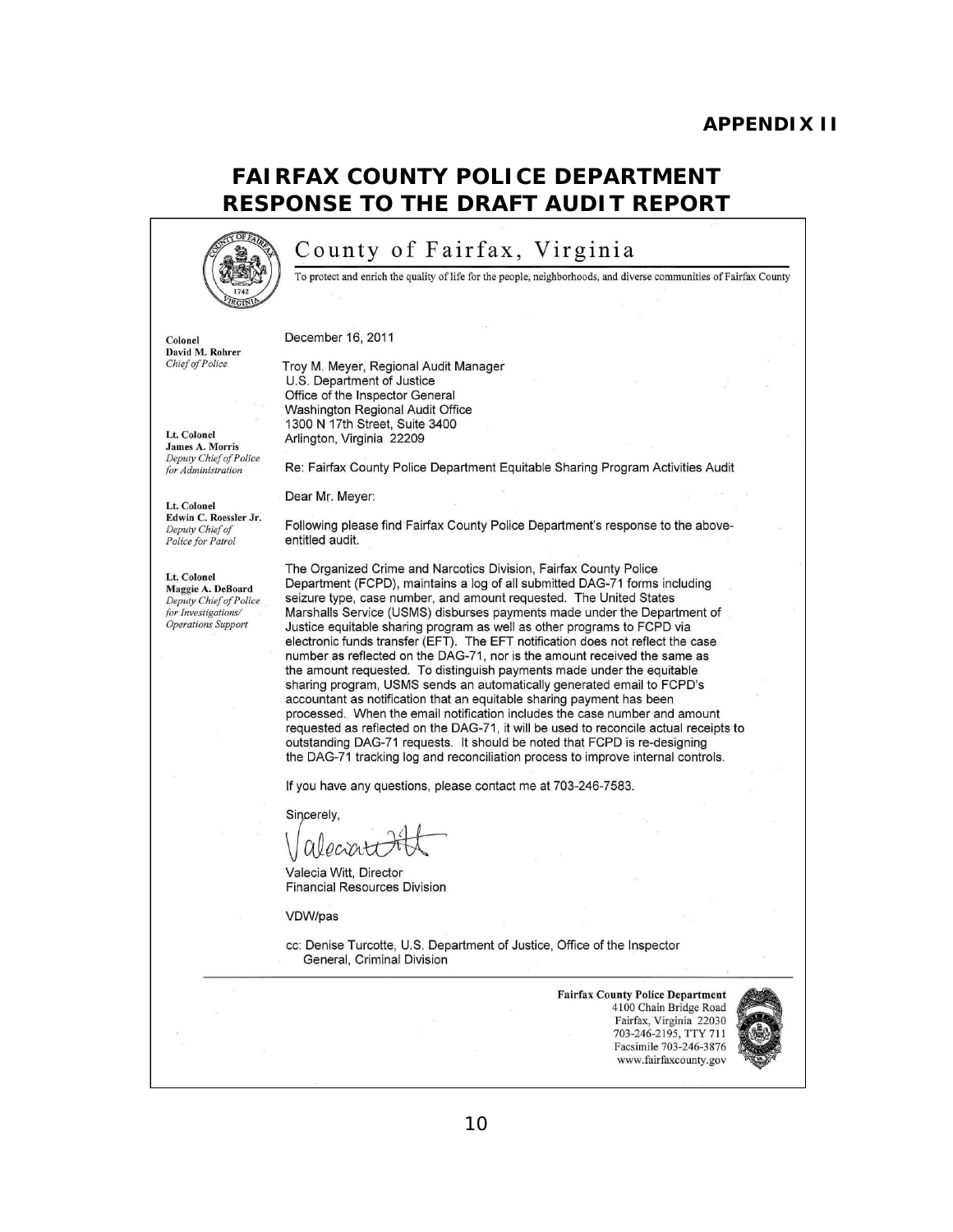**APPENDIX II**

# FAIRFAX COUNTY POLICE DEPARTMENT RESPONSE TO THE DRAFT AUDIT REPORT

County of Fairfax, Virginia

To protect and enrich the quality of life for the people, neighborhoods, and diverse communities of Fairfax County

Colonel
David M. Rohrer
*Chief of Police*

Lt. Colonel
James A. Morris
*Deputy Chief of Police for Administration*

Lt. Colonel
Edwin C. Roessler Jr.
*Deputy Chief of Police for Patrol*

Lt. Colonel
Maggie A. DeBoard
*Deputy Chief of Police for Investigations/ Operations Support*

December 16, 2011

Troy M. Meyer, Regional Audit Manager
U.S. Department of Justice
Office of the Inspector General
Washington Regional Audit Office
1300 N 17th Street, Suite 3400
Arlington, Virginia 22209

Re: Fairfax County Police Department Equitable Sharing Program Activities Audit

Dear Mr. Meyer:

Following please find Fairfax County Police Department's response to the above-entitled audit.

The Organized Crime and Narcotics Division, Fairfax County Police Department (FCPD), maintains a log of all submitted DAG-71 forms including seizure type, case number, and amount requested. The United States Marshalls Service (USMS) disburses payments made under the Department of Justice equitable sharing program as well as other programs to FCPD via electronic funds transfer (EFT). The EFT notification does not reflect the case number as reflected on the DAG-71, nor is the amount received the same as the amount requested. To distinguish payments made under the equitable sharing program, USMS sends an automatically generated email to FCPD's accountant as notification that an equitable sharing payment has been processed. When the email notification includes the case number and amount requested as reflected on the DAG-71, it will be used to reconcile actual receipts to outstanding DAG-71 requests. It should be noted that FCPD is re-designing the DAG-71 tracking log and reconciliation process to improve internal controls.

If you have any questions, please contact me at 703-246-7583.

Sincerely,

Valecia Witt

Valecia Witt, Director
Financial Resources Division

VDW/pas

cc: Denise Turcotte, U.S. Department of Justice, Office of the Inspector General, Criminal Division

**Fairfax County Police Department**
4100 Chain Bridge Road
Fairfax, Virginia 22030
703-246-2195, TTY 711
Facsimile 703-246-3876
www.fairfaxcounty.gov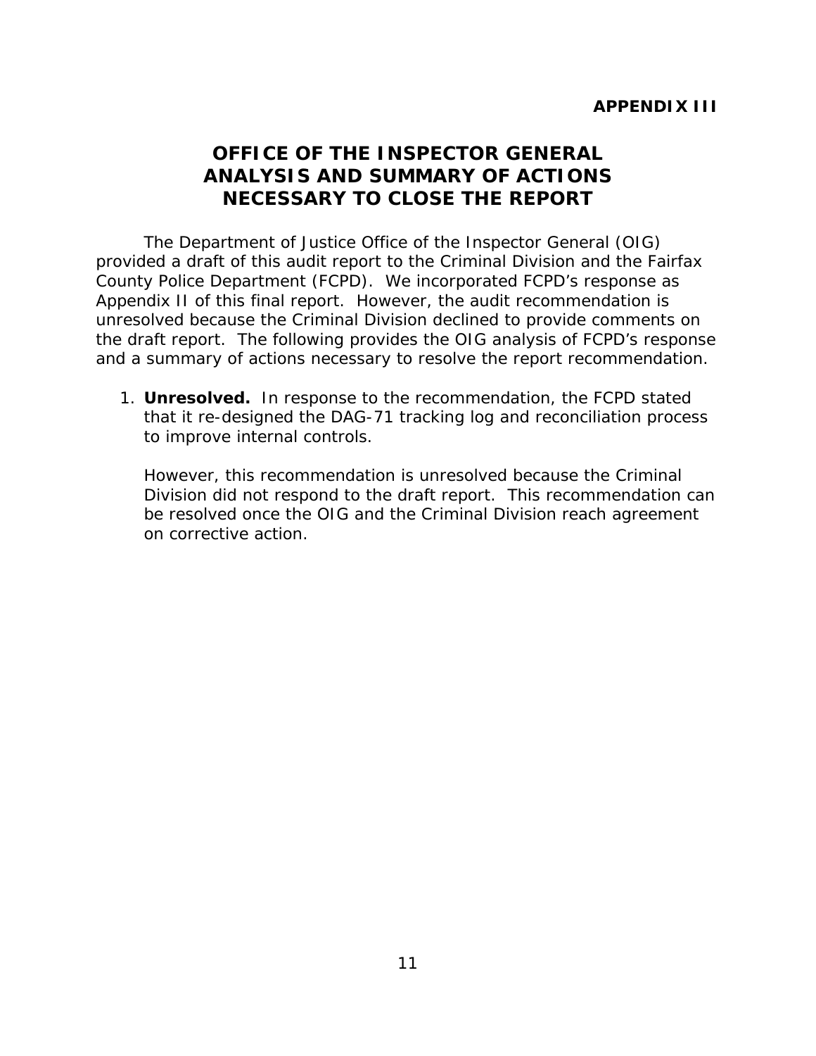**APPENDIX III**

# OFFICE OF THE INSPECTOR GENERAL ANALYSIS AND SUMMARY OF ACTIONS NECESSARY TO CLOSE THE REPORT

The Department of Justice Office of the Inspector General (OIG) provided a draft of this audit report to the Criminal Division and the Fairfax County Police Department (FCPD). We incorporated FCPD's response as Appendix II of this final report. However, the audit recommendation is unresolved because the Criminal Division declined to provide comments on the draft report. The following provides the OIG analysis of FCPD's response and a summary of actions necessary to resolve the report recommendation.

1. **Unresolved.** In response to the recommendation, the FCPD stated that it re-designed the DAG-71 tracking log and reconciliation process to improve internal controls.

   However, this recommendation is unresolved because the Criminal Division did not respond to the draft report. This recommendation can be resolved once the OIG and the Criminal Division reach agreement on corrective action.